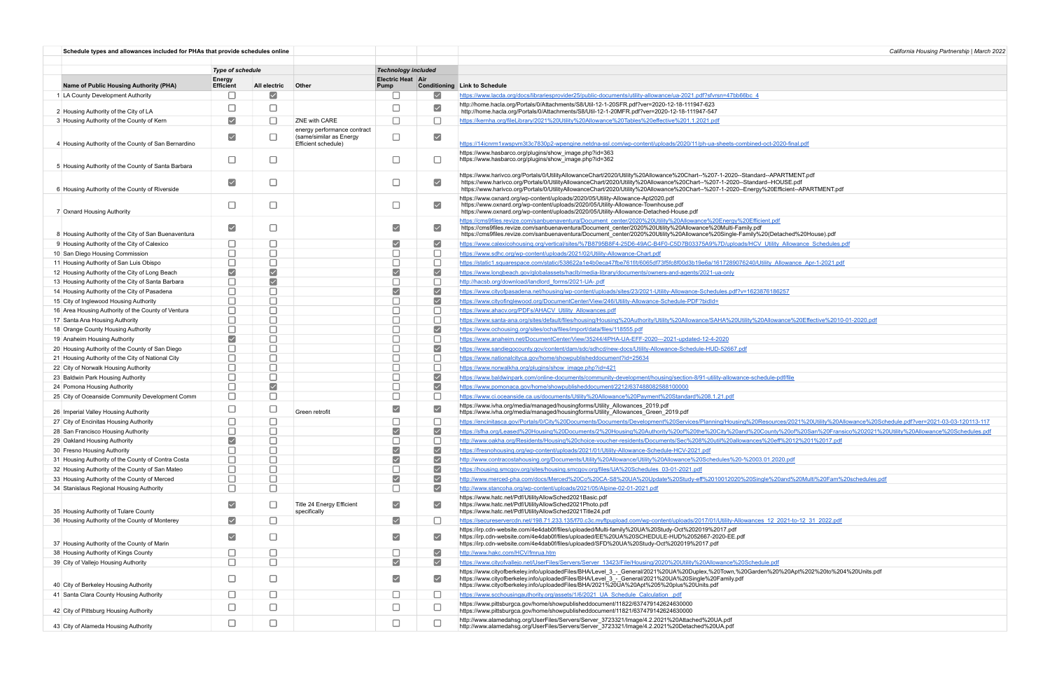**Schedule types and allowances included for PHAs that provide schedules online**

*California Housing Partnership | March 2022*

| | Name of Public Housing Authority (PHA) | Type of schedule: Energy Efficient | All electric | Other | Technology included: Electric Heat Pump | Air Conditioning | Link to Schedule |
|---|---|---|---|---|---|---|---|
| 1 | LA County Development Authority | ☐ | ☑ | | ☐ | ☑ | https://www.lacda.org/docs/librariesprovider25/public-documents/utility-allowance/ua-2021.pdf?sfvrsn=47bb66bc_4 |
| 2 | Housing Authority of the City of LA | ☐ | ☐ | | ☐ | ☑ | http://home.hacla.org/Portals/0/Attachments/S8/Util-12-1-20SFR.pdf?ver=2020-12-18-111947-623 http://home.hacla.org/Portals/0/Attachments/S8/Util-12-1-20MFR.pdf?ver=2020-12-18-111947-547 |
| 3 | Housing Authority of the County of Kern | ☑ | ☐ | ZNE with CARE | ☐ | ☐ | https://kernha.org/fileLibrary/2021%20Utility%20Allowance%20Tables%20effective%201.1.2021.pdf |
| 4 | Housing Authority of the County of San Bernardino | ☑ | ☐ | energy performance contract (same/similar as Energy Efficient schedule) | ☐ | ☑ | https://14icnrm1xwspvm3t3c7830p2-wpengine.netdna-ssl.com/wp-content/uploads/2020/11/ph-ua-sheets-combined-oct-2020-final.pdf |
| 5 | Housing Authority of the County of Santa Barbara | ☐ | ☐ | | ☐ | ☐ | https://www.hasbarco.org/plugins/show_image.php?id=363 https://www.hasbarco.org/plugins/show_image.php?id=362 |
| 6 | Housing Authority of the County of Riverside | ☑ | ☐ | | ☐ | ☑ | https://www.harivco.org/Portals/0/UtilityAllowanceChart/2020/Utility%20Allowance%20Chart--%207-1-2020--Standard--APARTMENT.pdf https://www.harivco.org/Portals/0/UtilityAllowanceChart/2020/Utility%20Allowance%20Chart--%207-1-2020--Standard--HOUSE.pdf https://www.harivco.org/Portals/0/UtilityAllowanceChart/2020/Utility%20Allowance%20Chart--%207-1-2020--Energy%20Efficient--APARTMENT.pdf |
| 7 | Oxnard Housing Authority | ☐ | ☐ | | ☐ | ☑ | https://www.oxnard.org/wp-content/uploads/2020/05/Utility-Allowance-Apt2020.pdf https://www.oxnard.org/wp-content/uploads/2020/05/Utility-Allowance-Townhouse.pdf https://www.oxnard.org/wp-content/uploads/2020/05/Utility-Allowance-Detached-House.pdf |
| 8 | Housing Authority of the City of San Buenaventura | ☑ | ☐ | | ☑ | ☑ | https://cms9files.revize.com/sanbuenaventura/Document_center/2020%20Utility%20Allowance%20Energy%20Efficient.pdf https://cms9files.revize.com/sanbuenaventura/Document_center/2020%20Utility%20Allowance%20Multi-Family.pdf https://cms9files.revize.com/sanbuenaventura/Document_center/2020%20Utility%20Allowance%20Single-Family%20(Detached%20House).pdf |
| 9 | Housing Authority of the City of Calexico | ☐ | ☐ | | ☑ | ☑ | https://www.calexicohousing.org/vertical/sites/%7B8795B8F4-25D6-49AC-B4F0-C5D7B03375A9%7D/uploads/HCV_Utility_Allowance_Schedules.pdf |
| 10 | San Diego Housing Commission | ☐ | ☐ | | ☐ | ☐ | https://www.sdhc.org/wp-content/uploads/2021/02/Utility-Allowance-Chart.pdf |
| 11 | Housing Authority of San Luis Obispo | ☐ | ☐ | | ☐ | ☐ | https://static1.squarespace.com/static/538622a1e4b0eca47fbe761f/t/6065df73f5fc8f00d3b19e6a/1617289076240/Utility_Allowance_Apr-1-2021.pdf |
| 12 | Housing Authority of the City of Long Beach | ☑ | ☑ | | ☑ | ☑ | https://www.longbeach.gov/globalassets/hacb/media-library/documents/owners-and-agents/2021-ua-only |
| 13 | Housing Authority of the City of Santa Barbara | ☐ | ☑ | | ☐ | ☐ | http://hacsb.org/download/landlord_forms/2021-UA-.pdf |
| 14 | Housing Authority of the City of Pasadena | ☐ | ☐ | | ☑ | ☑ | https://www.cityofpasadena.net/housing/wp-content/uploads/sites/23/2021-Utility-Allowance-Schedules.pdf?v=1623876186257 |
| 15 | City of Inglewood Housing Authority | ☐ | ☐ | | ☐ | ☑ | https://www.cityofinglewood.org/DocumentCenter/View/246/Utility-Allowance-Schedule-PDF?bidId= |
| 16 | Area Housing Authority of the County of Ventura | ☐ | ☐ | | ☐ | ☐ | https://www.ahacv.org/PDFs/AHACV_Utility_Allowances.pdf |
| 17 | Santa Ana Housing Authority | ☐ | ☐ | | ☐ | ☐ | https://www.santa-ana.org/sites/default/files/housing/Housing%20Authority/Utility%20Allowance/SAHA%20Utility%20Allowance%20Effective%2010-01-2020.pdf |
| 18 | Orange County Housing Authority | ☐ | ☐ | | ☐ | ☑ | https://www.ochousing.org/sites/ocha/files/import/data/files/118555.pdf |
| 19 | Anaheim Housing Authority | ☑ | ☐ | | ☐ | ☐ | https://www.anaheim.net/DocumentCenter/View/35244/4PHA-UA-EFF-2020---2021-updated-12-4-2020 |
| 20 | Housing Authority of the County of San Diego | ☐ | ☐ | | ☐ | ☑ | https://www.sandiegocounty.gov/content/dam/sdc/sdhcd/new-docs/Utility-Allowance-Schedule-HUD-52667.pdf |
| 21 | Housing Authority of the City of National City | ☐ | ☐ | | ☐ | ☐ | https://www.nationalcityca.gov/home/showpublisheddocument?id=25834 |
| 22 | City of Norwalk Housing Authority | ☐ | ☐ | | ☐ | ☐ | https://www.norwalkha.org/plugins/show_image.php?id=421 |
| 23 | Baldwin Park Housing Authority | ☐ | ☐ | | ☐ | ☑ | https://www.baldwinpark.com/online-documents/community-development/housing/section-8/91-utility-allowance-schedule-pdf/file |
| 24 | Pomona Housing Authority | ☐ | ☑ | | ☐ | ☑ | https://www.pomonaca.gov/home/showpublisheddocument/2212/637488082588100000 |
| 25 | City of Oceanside Community Development Comm | ☐ | ☐ | | ☐ | ☐ | https://www.ci.oceanside.ca.us/documents/Utility%20Allowance%20Payment%20Standard%208.1.21.pdf |
| 26 | Imperial Valley Housing Authority | ☐ | ☐ | Green retrofit | ☑ | ☑ | https://www.ivha.org/media/managed/housingforms/Utility_Allowances_2019.pdf https://www.ivha.org/media/managed/housingforms/Utility_Allowances_Green_2019.pdf |
| 27 | City of Encinitas Housing Authority | ☐ | ☐ | | ☐ | ☐ | https://encinitasca.gov/Portals/0/City%20Documents/Documents/Development%20Services/Planning/Housing%20Resources/2021%20Utility%20Allowance%20Schedule.pdf?ver=2021-03-03-120113-117 |
| 28 | San Francisco Housing Authority | ☐ | ☐ | | ☑ | ☑ | https://sfha.org/Leased%20Housing%20Documents/2%20Housing%20Authority%20of%20the%20City%20and%20County%20of%20San%20Fransico%202021%20Utility%20Allowance%20Schedules.pdf |
| 29 | Oakland Housing Authority | ☑ | ☐ | | ☐ | ☐ | http://www.oakha.org/Residents/Housing%20choice-voucher-residents/Documents/Sec%208%20util%20allowances%20eff%2012%201%2017.pdf |
| 30 | Fresno Housing Authority | ☐ | ☐ | | ☑ | ☑ | https://fresnohousing.org/wp-content/uploads/2021/01/Utility-Allowance-Schedule-HCV-2021.pdf |
| 31 | Housing Authority of the County of Contra Costa | ☐ | ☐ | | ☑ | ☑ | http://www.contracostahousing.org/Documents/Utility%20Allowance%20Schedules%20-%2003.01.2020.pdf |
| 32 | Housing Authority of the County of San Mateo | ☐ | ☐ | | ☐ | ☑ | https://housing.smcgov.org/sites/housing.smcgov.org/files/UA%20Schedules_03-01-2021.pdf |
| 33 | Housing Authority of the County of Merced | ☐ | ☐ | | ☑ | ☑ | http://www.merced-pha.com/docs/Merced%20Co%20CA-S8%20UA%20Update%20Study-eff%2010012020%20Single%20and%20Multi%20Fam%20schedules.pdf |
| 34 | Stanislaus Regional Housing Authority | ☐ | ☐ | | ☐ | ☑ | http://www.stancoha.org/wp-content/uploads/2021/05/Alpine-02-01-2021.pdf |
| 35 | Housing Authority of Tulare County | ☑ | ☐ | Title 24 Energy Efficient specifically | ☑ | ☑ | https://www.hatc.net/Pdf/UtilityAllowSched2021Basic.pdf https://www.hatc.net/Pdf/UtilityAllowSched2021Photo.pdf https://www.hatc.net/Pdf/UtilityAllowSched2021Title24.pdf |
| 36 | Housing Authority of the County of Monterey | ☑ | ☐ | | ☑ | ☐ | https://secureservercdn.net/198.71.233.135/f70.c3c.myftpupload.com/wp-content/uploads/2017/01/Utility-Allowances_12_2021-to-12_31_2022.pdf |
| 37 | Housing Authority of the County of Marin | ☑ | ☐ | | ☑ | ☑ | https://irp.cdn-website.com/4e4dab0f/files/uploaded/Multi-family%20UA%20Study-Oct%202019%2017.pdf https://irp.cdn-website.com/4e4dab0f/files/uploaded/EE%20UA%20SCHEDULE-HUD%2052667-2020-EE.pdf https://irp.cdn-website.com/4e4dab0f/files/uploaded/SFD%20UA%20Study-Oct%202019%2017.pdf |
| 38 | Housing Authority of Kings County | ☐ | ☐ | | ☐ | ☑ | http://www.hakc.com/HCV/fmrua.htm |
| 39 | City of Vallejo Housing Authority | ☐ | ☐ | | ☑ | ☑ | https://www.cityofvallejo.net/UserFiles/Servers/Server_13423/File/Housing/2020%20Utility%20Allowance%20Schedule.pdf |
| 40 | City of Berkeley Housing Authority | ☐ | ☐ | | ☑ | ☑ | https://www.cityofberkeley.info/uploadedFiles/BHA/Level_3_-_General/2021%20UA%20Duplex,%20Town,%20Garden%20%20Apt%202%20to%204%20Units.pdf https://www.cityofberkeley.info/uploadedFiles/BHA/Level_3_-_General/2021%20UA%20Single%20Family.pdf https://www.cityofberkeley.info/uploadedFiles/BHA/2021%20UA%20Apt%205%20plus%20Units.pdf |
| 41 | Santa Clara County Housing Authority | ☐ | ☐ | | ☐ | ☐ | https://www.scchousingauthority.org/assets/1/6/2021_UA_Schedule_Calculation_.pdf |
| 42 | City of Pittsburg Housing Authority | ☐ | ☐ | | ☐ | ☐ | https://www.pittsburgca.gov/home/showpublisheddocument/11822/637479142624630000 https://www.pittsburgca.gov/home/showpublisheddocument/11821/637479142624630000 |
| 43 | City of Alameda Housing Authority | ☐ | ☐ | | ☐ | ☐ | http://www.alamedahsg.org/UserFiles/Servers/Server_3723321/Image/4.2.2021%20Attached%20UA.pdf http://www.alamedahsg.org/UserFiles/Servers/Server_3723321/Image/4.2.2021%20Detached%20UA.pdf |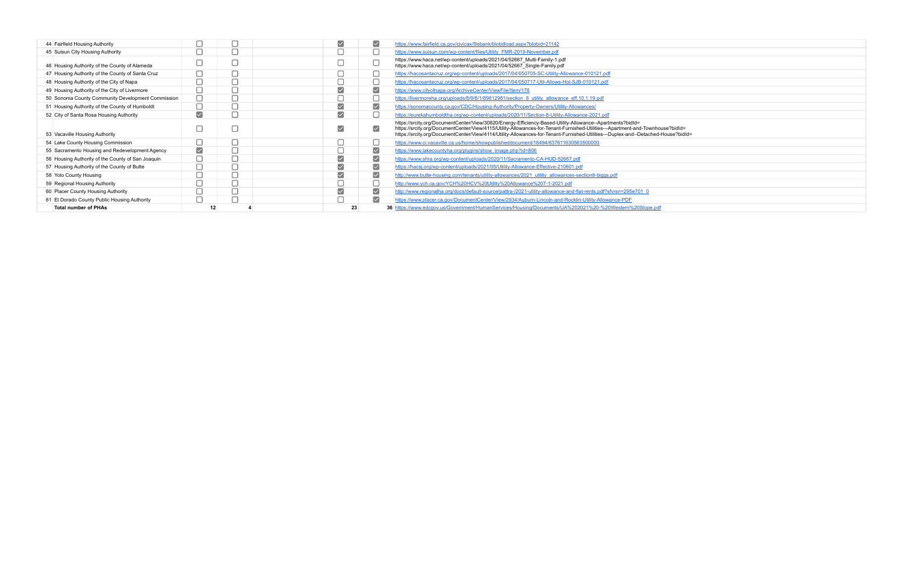| | | | | | | | |
|---|---|---|---|---|---|---|---|
| 44 | Fairfield Housing Authority | ☐ | ☐ | | ☑ | ☑ | https://www.fairfield.ca.gov/civicax/filebank/blobdload.aspx?blobid=21142 |
| 45 | Suisun City Housing Authority | ☐ | ☐ | | ☐ | ☐ | https://www.suisun.com/wp-content/files/Utility_FMR-2019-November.pdf |
| 46 | Housing Authority of the County of Alameda | ☐ | ☐ | | ☐ | ☐ | https://www.haca.net/wp-content/uploads/2021/04/52667_Multi-Family-1.pdf<br>https://www.haca.net/wp-content/uploads/2021/04/52667_Single-Family.pdf |
| 47 | Housing Authority of the County of Santa Cruz | ☐ | ☐ | | ☐ | ☐ | https://hacosantacruz.org/wp-content/uploads/2017/04/050705-SC-Utility-Allowance-010121.pdf |
| 48 | Housing Authority of the City of Napa | ☐ | ☐ | | ☐ | ☐ | https://hacosantacruz.org/wp-content/uploads/2017/04/050717-Util-Allows-Hol-SJB-010121.pdf |
| 49 | Housing Authority of the City of Livermore | ☐ | ☐ | | ☑ | ☑ | https://www.cityofnapa.org/ArchiveCenter/ViewFile/Item/176 |
| 50 | Sonoma County Community Development Commission | ☐ | ☐ | | ☐ | ☐ | https://livermoreha.org/uploads/8/9/6/1/89612981/section_8_utility_allowance_eff.10.1.19.pdf |
| 51 | Housing Authority of the County of Humboldt | ☐ | ☐ | | ☑ | ☑ | https://sonomacounty.ca.gov/CDC/Housing-Authority/Property-Owners/Utility-Allowances/ |
| 52 | City of Santa Rosa Housing Authority | ☑ | ☐ | | ☑ | ☐ | https://eurekahumboldtha.org/wp-content/uploads/2020/11/Section-8-Utility-Allowance-2021.pdf |
| 53 | Vacaville Housing Authority | ☐ | ☐ | | ☑ | ☑ | https://srcity.org/DocumentCenter/View/30820/Energy-Efficiency-Based-Utility-Allowance--Apartments?bidId=<br>https://srcity.org/DocumentCenter/View/4115/Utility-Allowances-for-Tenant-Furnished-Utilities---Apartment-and-Townhouse?bidId=<br>https://srcity.org/DocumentCenter/View/4114/Utility-Allowances-for-Tenant-Furnished-Utilities---Duplex-and--Detached-House?bidId= |
| 54 | Lake County Housing Commission | ☐ | ☐ | | ☐ | ☐ | https://www.ci.vacaville.ca.us/home/showpublisheddocument/18494/637611630563500000 |
| 55 | Sacramento Housing and Redevelopment Agency | ☑ | ☐ | | ☐ | ☑ | https://www.lakecountyha.org/plugins/show_image.php?id=806 |
| 56 | Housing Authority of the County of San Joaquin | ☐ | ☐ | | ☑ | ☑ | https://www.shra.org/wp-content/uploads/2020/11/Sacramento-CA-HUD-52667.pdf |
| 57 | Housing Authority of the County of Butte | ☐ | ☐ | | ☑ | ☑ | https://hacsj.org/wp-content/uploads/2021/05/Utility-Allowance-Effective-210601.pdf |
| 58 | Yolo County Housing | ☐ | ☐ | | ☑ | ☑ | http://www.butte-housing.com/tenants/utility-allowances/2021_utility_allowances-section8-biggs.pdf |
| 59 | Regional Housing Authority | ☐ | ☐ | | ☐ | ☐ | http://www.ych.ca.gov/YCH%20HCV%20Utility%20Allowance%207-1-2021.pdf |
| 60 | Placer County Housing Authority | ☐ | ☐ | | ☑ | ☑ | http://www.regionalha.org/docs/default-source/pattra-/2021-utility-allowance-and-flat-rents.pdf?sfvrsn=295e701_0 |
| 61 | El Dorado County Public Housing Authority | ☐ | ☐ | | ☐ | ☑ | https://www.placer.ca.gov/DocumentCenter/View/2934/Auburn-Lincoln-and-Rocklin-Utility-Allowance-PDF |
| | **Total number of PHAs** | 12 | 4 | | 23 | 36 | https://www.edcgov.us/Government/HumanServices/Housing/Documents/UA%202021%20-%20Western%20Slope.pdf |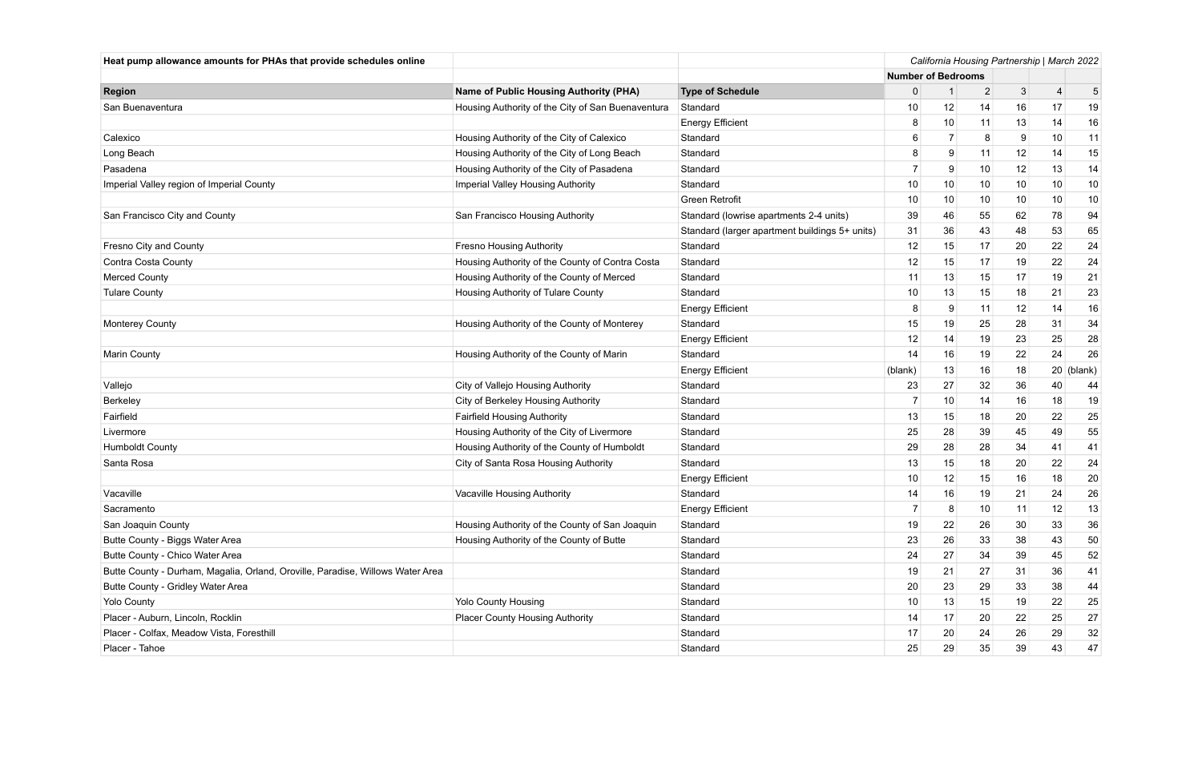**Heat pump allowance amounts for PHAs that provide schedules online**

*California Housing Partnership | March 2022*

| Region | Name of Public Housing Authority (PHA) | Type of Schedule | Number of Bedrooms | | | | | |
|---|---|---|---|---|---|---|---|---|
| | | | 0 | 1 | 2 | 3 | 4 | 5 |
| San Buenaventura | Housing Authority of the City of San Buenaventura | Standard | 10 | 12 | 14 | 16 | 17 | 19 |
| | | Energy Efficient | 8 | 10 | 11 | 13 | 14 | 16 |
| Calexico | Housing Authority of the City of Calexico | Standard | 6 | 7 | 8 | 9 | 10 | 11 |
| Long Beach | Housing Authority of the City of Long Beach | Standard | 8 | 9 | 11 | 12 | 14 | 15 |
| Pasadena | Housing Authority of the City of Pasadena | Standard | 7 | 9 | 10 | 12 | 13 | 14 |
| Imperial Valley region of Imperial County | Imperial Valley Housing Authority | Standard | 10 | 10 | 10 | 10 | 10 | 10 |
| | | Green Retrofit | 10 | 10 | 10 | 10 | 10 | 10 |
| San Francisco City and County | San Francisco Housing Authority | Standard (lowrise apartments 2-4 units) | 39 | 46 | 55 | 62 | 78 | 94 |
| | | Standard (larger apartment buildings 5+ units) | 31 | 36 | 43 | 48 | 53 | 65 |
| Fresno City and County | Fresno Housing Authority | Standard | 12 | 15 | 17 | 20 | 22 | 24 |
| Contra Costa County | Housing Authority of the County of Contra Costa | Standard | 12 | 15 | 17 | 19 | 22 | 24 |
| Merced County | Housing Authority of the County of Merced | Standard | 11 | 13 | 15 | 17 | 19 | 21 |
| Tulare County | Housing Authority of Tulare County | Standard | 10 | 13 | 15 | 18 | 21 | 23 |
| | | Energy Efficient | 8 | 9 | 11 | 12 | 14 | 16 |
| Monterey County | Housing Authority of the County of Monterey | Standard | 15 | 19 | 25 | 28 | 31 | 34 |
| | | Energy Efficient | 12 | 14 | 19 | 23 | 25 | 28 |
| Marin County | Housing Authority of the County of Marin | Standard | 14 | 16 | 19 | 22 | 24 | 26 |
| | | Energy Efficient | (blank) | 13 | 16 | 18 | 20 | (blank) |
| Vallejo | City of Vallejo Housing Authority | Standard | 23 | 27 | 32 | 36 | 40 | 44 |
| Berkeley | City of Berkeley Housing Authority | Standard | 7 | 10 | 14 | 16 | 18 | 19 |
| Fairfield | Fairfield Housing Authority | Standard | 13 | 15 | 18 | 20 | 22 | 25 |
| Livermore | Housing Authority of the City of Livermore | Standard | 25 | 28 | 39 | 45 | 49 | 55 |
| Humboldt County | Housing Authority of the County of Humboldt | Standard | 29 | 28 | 28 | 34 | 41 | 41 |
| Santa Rosa | City of Santa Rosa Housing Authority | Standard | 13 | 15 | 18 | 20 | 22 | 24 |
| | | Energy Efficient | 10 | 12 | 15 | 16 | 18 | 20 |
| Vacaville | Vacaville Housing Authority | Standard | 14 | 16 | 19 | 21 | 24 | 26 |
| Sacramento | | Energy Efficient | 7 | 8 | 10 | 11 | 12 | 13 |
| San Joaquin County | Housing Authority of the County of San Joaquin | Standard | 19 | 22 | 26 | 30 | 33 | 36 |
| Butte County - Biggs Water Area | Housing Authority of the County of Butte | Standard | 23 | 26 | 33 | 38 | 43 | 50 |
| Butte County - Chico Water Area | | Standard | 24 | 27 | 34 | 39 | 45 | 52 |
| Butte County - Durham, Magalia, Orland, Oroville, Paradise, Willows Water Area | | Standard | 19 | 21 | 27 | 31 | 36 | 41 |
| Butte County - Gridley Water Area | | Standard | 20 | 23 | 29 | 33 | 38 | 44 |
| Yolo County | Yolo County Housing | Standard | 10 | 13 | 15 | 19 | 22 | 25 |
| Placer - Auburn, Lincoln, Rocklin | Placer County Housing Authority | Standard | 14 | 17 | 20 | 22 | 25 | 27 |
| Placer - Colfax, Meadow Vista, Foresthill | | Standard | 17 | 20 | 24 | 26 | 29 | 32 |
| Placer - Tahoe | | Standard | 25 | 29 | 35 | 39 | 43 | 47 |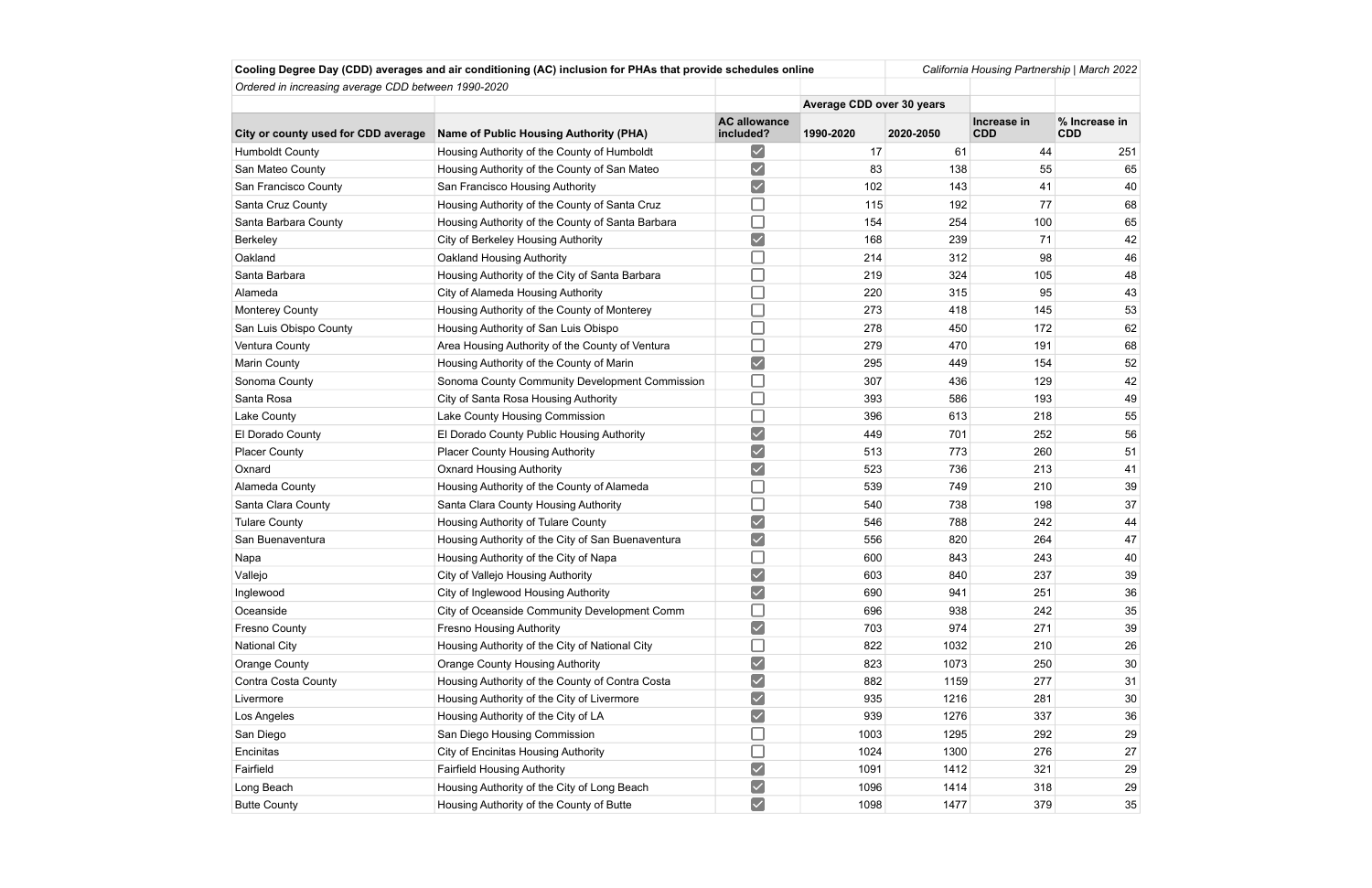**Cooling Degree Day (CDD) averages and air conditioning (AC) inclusion for PHAs that provide schedules online**

*California Housing Partnership | March 2022*

*Ordered in increasing average CDD between 1990-2020*

| City or county used for CDD average | Name of Public Housing Authority (PHA) | AC allowance included? | Average CDD over 30 years | | Increase in CDD | % Increase in CDD |
|---|---|---|---|---|---|---|
| | | | 1990-2020 | 2020-2050 | | |
| Humboldt County | Housing Authority of the County of Humboldt | ☑ | 17 | 61 | 44 | 251 |
| San Mateo County | Housing Authority of the County of San Mateo | ☑ | 83 | 138 | 55 | 65 |
| San Francisco County | San Francisco Housing Authority | ☑ | 102 | 143 | 41 | 40 |
| Santa Cruz County | Housing Authority of the County of Santa Cruz | ☐ | 115 | 192 | 77 | 68 |
| Santa Barbara County | Housing Authority of the County of Santa Barbara | ☐ | 154 | 254 | 100 | 65 |
| Berkeley | City of Berkeley Housing Authority | ☑ | 168 | 239 | 71 | 42 |
| Oakland | Oakland Housing Authority | ☐ | 214 | 312 | 98 | 46 |
| Santa Barbara | Housing Authority of the City of Santa Barbara | ☐ | 219 | 324 | 105 | 48 |
| Alameda | City of Alameda Housing Authority | ☐ | 220 | 315 | 95 | 43 |
| Monterey County | Housing Authority of the County of Monterey | ☐ | 273 | 418 | 145 | 53 |
| San Luis Obispo County | Housing Authority of San Luis Obispo | ☐ | 278 | 450 | 172 | 62 |
| Ventura County | Area Housing Authority of the County of Ventura | ☐ | 279 | 470 | 191 | 68 |
| Marin County | Housing Authority of the County of Marin | ☑ | 295 | 449 | 154 | 52 |
| Sonoma County | Sonoma County Community Development Commission | ☐ | 307 | 436 | 129 | 42 |
| Santa Rosa | City of Santa Rosa Housing Authority | ☐ | 393 | 586 | 193 | 49 |
| Lake County | Lake County Housing Commission | ☐ | 396 | 613 | 218 | 55 |
| El Dorado County | El Dorado County Public Housing Authority | ☑ | 449 | 701 | 252 | 56 |
| Placer County | Placer County Housing Authority | ☑ | 513 | 773 | 260 | 51 |
| Oxnard | Oxnard Housing Authority | ☑ | 523 | 736 | 213 | 41 |
| Alameda County | Housing Authority of the County of Alameda | ☐ | 539 | 749 | 210 | 39 |
| Santa Clara County | Santa Clara County Housing Authority | ☐ | 540 | 738 | 198 | 37 |
| Tulare County | Housing Authority of Tulare County | ☑ | 546 | 788 | 242 | 44 |
| San Buenaventura | Housing Authority of the City of San Buenaventura | ☑ | 556 | 820 | 264 | 47 |
| Napa | Housing Authority of the City of Napa | ☐ | 600 | 843 | 243 | 40 |
| Vallejo | City of Vallejo Housing Authority | ☑ | 603 | 840 | 237 | 39 |
| Inglewood | City of Inglewood Housing Authority | ☑ | 690 | 941 | 251 | 36 |
| Oceanside | City of Oceanside Community Development Comm | ☐ | 696 | 938 | 242 | 35 |
| Fresno County | Fresno Housing Authority | ☑ | 703 | 974 | 271 | 39 |
| National City | Housing Authority of the City of National City | ☐ | 822 | 1032 | 210 | 26 |
| Orange County | Orange County Housing Authority | ☑ | 823 | 1073 | 250 | 30 |
| Contra Costa County | Housing Authority of the County of Contra Costa | ☑ | 882 | 1159 | 277 | 31 |
| Livermore | Housing Authority of the City of Livermore | ☑ | 935 | 1216 | 281 | 30 |
| Los Angeles | Housing Authority of the City of LA | ☑ | 939 | 1276 | 337 | 36 |
| San Diego | San Diego Housing Commission | ☐ | 1003 | 1295 | 292 | 29 |
| Encinitas | City of Encinitas Housing Authority | ☐ | 1024 | 1300 | 276 | 27 |
| Fairfield | Fairfield Housing Authority | ☑ | 1091 | 1412 | 321 | 29 |
| Long Beach | Housing Authority of the City of Long Beach | ☑ | 1096 | 1414 | 318 | 29 |
| Butte County | Housing Authority of the County of Butte | ☑ | 1098 | 1477 | 379 | 35 |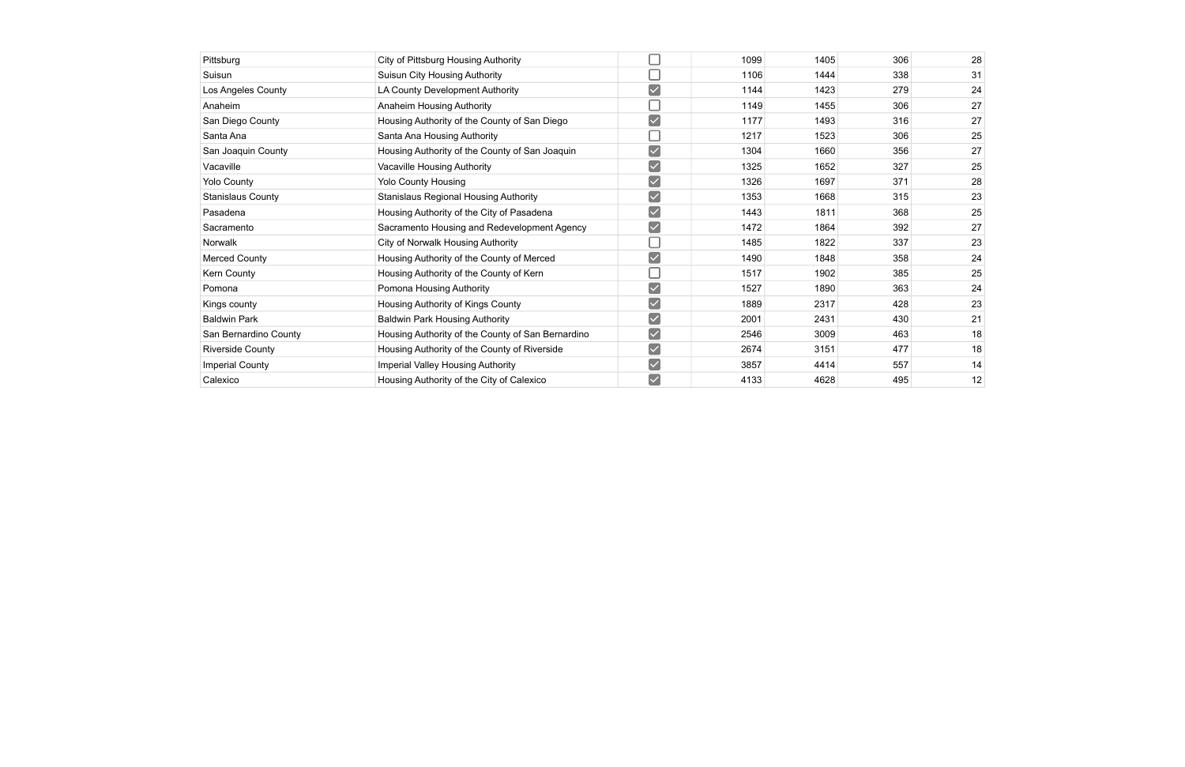| | | | | | | |
|---|---|---|---|---|---|---|
| Pittsburg | City of Pittsburg Housing Authority | ☐ | 1099 | 1405 | 306 | 28 |
| Suisun | Suisun City Housing Authority | ☐ | 1106 | 1444 | 338 | 31 |
| Los Angeles County | LA County Development Authority | ☑ | 1144 | 1423 | 279 | 24 |
| Anaheim | Anaheim Housing Authority | ☐ | 1149 | 1455 | 306 | 27 |
| San Diego County | Housing Authority of the County of San Diego | ☑ | 1177 | 1493 | 316 | 27 |
| Santa Ana | Santa Ana Housing Authority | ☐ | 1217 | 1523 | 306 | 25 |
| San Joaquin County | Housing Authority of the County of San Joaquin | ☑ | 1304 | 1660 | 356 | 27 |
| Vacaville | Vacaville Housing Authority | ☑ | 1325 | 1652 | 327 | 25 |
| Yolo County | Yolo County Housing | ☑ | 1326 | 1697 | 371 | 28 |
| Stanislaus County | Stanislaus Regional Housing Authority | ☑ | 1353 | 1668 | 315 | 23 |
| Pasadena | Housing Authority of the City of Pasadena | ☑ | 1443 | 1811 | 368 | 25 |
| Sacramento | Sacramento Housing and Redevelopment Agency | ☑ | 1472 | 1864 | 392 | 27 |
| Norwalk | City of Norwalk Housing Authority | ☐ | 1485 | 1822 | 337 | 23 |
| Merced County | Housing Authority of the County of Merced | ☑ | 1490 | 1848 | 358 | 24 |
| Kern County | Housing Authority of the County of Kern | ☐ | 1517 | 1902 | 385 | 25 |
| Pomona | Pomona Housing Authority | ☑ | 1527 | 1890 | 363 | 24 |
| Kings county | Housing Authority of Kings County | ☑ | 1889 | 2317 | 428 | 23 |
| Baldwin Park | Baldwin Park Housing Authority | ☑ | 2001 | 2431 | 430 | 21 |
| San Bernardino County | Housing Authority of the County of San Bernardino | ☑ | 2546 | 3009 | 463 | 18 |
| Riverside County | Housing Authority of the County of Riverside | ☑ | 2674 | 3151 | 477 | 18 |
| Imperial County | Imperial Valley Housing Authority | ☑ | 3857 | 4414 | 557 | 14 |
| Calexico | Housing Authority of the City of Calexico | ☑ | 4133 | 4628 | 495 | 12 |